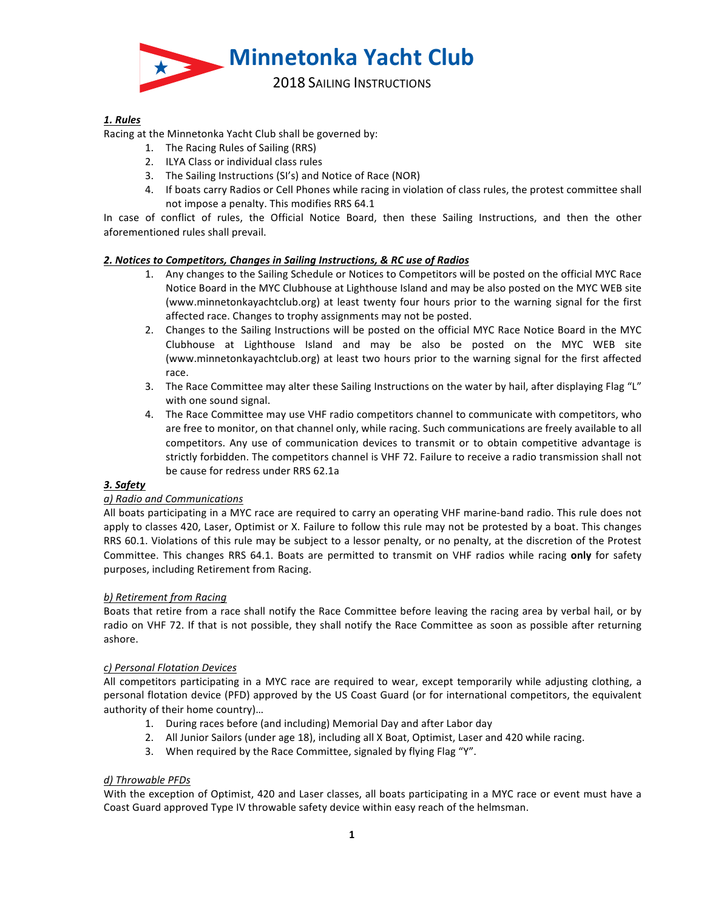# Minnetonka Yacht Club

## 2018 Sailing Instructions

***1. Rules***

Racing at the Minnetonka Yacht Club shall be governed by:

1. The Racing Rules of Sailing (RRS)
2. ILYA Class or individual class rules
3. The Sailing Instructions (SI's) and Notice of Race (NOR)
4. If boats carry Radios or Cell Phones while racing in violation of class rules, the protest committee shall not impose a penalty. This modifies RRS 64.1

In case of conflict of rules, the Official Notice Board, then these Sailing Instructions, and then the other aforementioned rules shall prevail.

***2. Notices to Competitors, Changes in Sailing Instructions, & RC use of Radios***

1. Any changes to the Sailing Schedule or Notices to Competitors will be posted on the official MYC Race Notice Board in the MYC Clubhouse at Lighthouse Island and may be also posted on the MYC WEB site (www.minnetonkayachtclub.org) at least twenty four hours prior to the warning signal for the first affected race. Changes to trophy assignments may not be posted.
2. Changes to the Sailing Instructions will be posted on the official MYC Race Notice Board in the MYC Clubhouse at Lighthouse Island and may be also be posted on the MYC WEB site (www.minnetonkayachtclub.org) at least two hours prior to the warning signal for the first affected race.
3. The Race Committee may alter these Sailing Instructions on the water by hail, after displaying Flag "L" with one sound signal.
4. The Race Committee may use VHF radio competitors channel to communicate with competitors, who are free to monitor, on that channel only, while racing. Such communications are freely available to all competitors. Any use of communication devices to transmit or to obtain competitive advantage is strictly forbidden. The competitors channel is VHF 72. Failure to receive a radio transmission shall not be cause for redress under RRS 62.1a

***3. Safety***

*a) Radio and Communications*

All boats participating in a MYC race are required to carry an operating VHF marine-band radio. This rule does not apply to classes 420, Laser, Optimist or X. Failure to follow this rule may not be protested by a boat. This changes RRS 60.1. Violations of this rule may be subject to a lessor penalty, or no penalty, at the discretion of the Protest Committee. This changes RRS 64.1. Boats are permitted to transmit on VHF radios while racing **only** for safety purposes, including Retirement from Racing.

*b) Retirement from Racing*

Boats that retire from a race shall notify the Race Committee before leaving the racing area by verbal hail, or by radio on VHF 72. If that is not possible, they shall notify the Race Committee as soon as possible after returning ashore.

*c) Personal Flotation Devices*

All competitors participating in a MYC race are required to wear, except temporarily while adjusting clothing, a personal flotation device (PFD) approved by the US Coast Guard (or for international competitors, the equivalent authority of their home country)…

1. During races before (and including) Memorial Day and after Labor day
2. All Junior Sailors (under age 18), including all X Boat, Optimist, Laser and 420 while racing.
3. When required by the Race Committee, signaled by flying Flag "Y".

*d) Throwable PFDs*

With the exception of Optimist, 420 and Laser classes, all boats participating in a MYC race or event must have a Coast Guard approved Type IV throwable safety device within easy reach of the helmsman.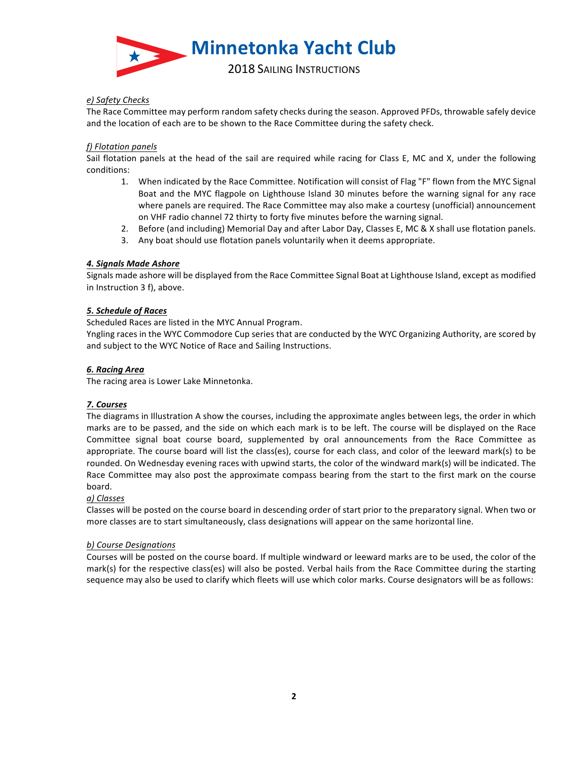*e) Safety Checks*

The Race Committee may perform random safety checks during the season. Approved PFDs, throwable safely device and the location of each are to be shown to the Race Committee during the safety check.

*f) Flotation panels*

Sail flotation panels at the head of the sail are required while racing for Class E, MC and X, under the following conditions:

1. When indicated by the Race Committee. Notification will consist of Flag "F" flown from the MYC Signal Boat and the MYC flagpole on Lighthouse Island 30 minutes before the warning signal for any race where panels are required. The Race Committee may also make a courtesy (unofficial) announcement on VHF radio channel 72 thirty to forty five minutes before the warning signal.
2. Before (and including) Memorial Day and after Labor Day, Classes E, MC & X shall use flotation panels.
3. Any boat should use flotation panels voluntarily when it deems appropriate.

## ***4. Signals Made Ashore***

Signals made ashore will be displayed from the Race Committee Signal Boat at Lighthouse Island, except as modified in Instruction 3 f), above.

## ***5. Schedule of Races***

Scheduled Races are listed in the MYC Annual Program.

Yngling races in the WYC Commodore Cup series that are conducted by the WYC Organizing Authority, are scored by and subject to the WYC Notice of Race and Sailing Instructions.

## ***6. Racing Area***

The racing area is Lower Lake Minnetonka.

## ***7. Courses***

The diagrams in Illustration A show the courses, including the approximate angles between legs, the order in which marks are to be passed, and the side on which each mark is to be left. The course will be displayed on the Race Committee signal boat course board, supplemented by oral announcements from the Race Committee as appropriate. The course board will list the class(es), course for each class, and color of the leeward mark(s) to be rounded. On Wednesday evening races with upwind starts, the color of the windward mark(s) will be indicated. The Race Committee may also post the approximate compass bearing from the start to the first mark on the course board.

*a) Classes*

Classes will be posted on the course board in descending order of start prior to the preparatory signal. When two or more classes are to start simultaneously, class designations will appear on the same horizontal line.

*b) Course Designations*

Courses will be posted on the course board. If multiple windward or leeward marks are to be used, the color of the mark(s) for the respective class(es) will also be posted. Verbal hails from the Race Committee during the starting sequence may also be used to clarify which fleets will use which color marks. Course designators will be as follows: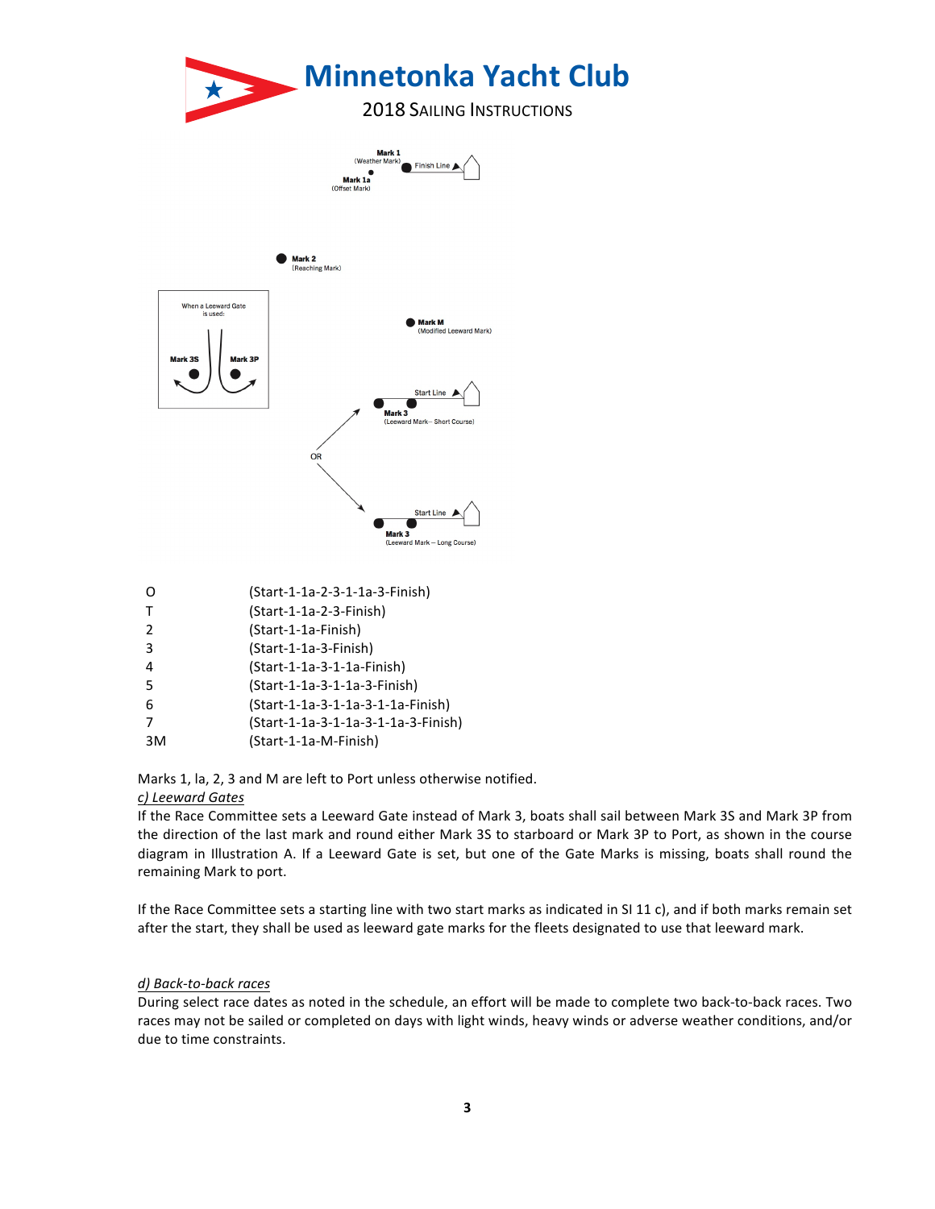Mark 1 (Weather Mark)

Finish Line

Mark 1a (Offset Mark)

Mark 2 (Reaching Mark)

When a Leeward Gate is used:

Mark 3S Mark 3P

Mark M (Modified Leeward Mark)

Start Line

Mark 3 (Leeward Mark – Short Course)

OR

Start Line

Mark 3 (Leeward Mark – Long Course)

| | |
|---|---|
| O | (Start-1-1a-2-3-1-1a-3-Finish) |
| T | (Start-1-1a-2-3-Finish) |
| 2 | (Start-1-1a-Finish) |
| 3 | (Start-1-1a-3-Finish) |
| 4 | (Start-1-1a-3-1-1a-Finish) |
| 5 | (Start-1-1a-3-1-1a-3-Finish) |
| 6 | (Start-1-1a-3-1-1a-3-1-1a-Finish) |
| 7 | (Start-1-1a-3-1-1a-3-1-1a-3-Finish) |
| 3M | (Start-1-1a-M-Finish) |

Marks 1, la, 2, 3 and M are left to Port unless otherwise notified.

*c) Leeward Gates*

If the Race Committee sets a Leeward Gate instead of Mark 3, boats shall sail between Mark 3S and Mark 3P from the direction of the last mark and round either Mark 3S to starboard or Mark 3P to Port, as shown in the course diagram in Illustration A. If a Leeward Gate is set, but one of the Gate Marks is missing, boats shall round the remaining Mark to port.

If the Race Committee sets a starting line with two start marks as indicated in SI 11 c), and if both marks remain set after the start, they shall be used as leeward gate marks for the fleets designated to use that leeward mark.

*d) Back-to-back races*

During select race dates as noted in the schedule, an effort will be made to complete two back-to-back races. Two races may not be sailed or completed on days with light winds, heavy winds or adverse weather conditions, and/or due to time constraints.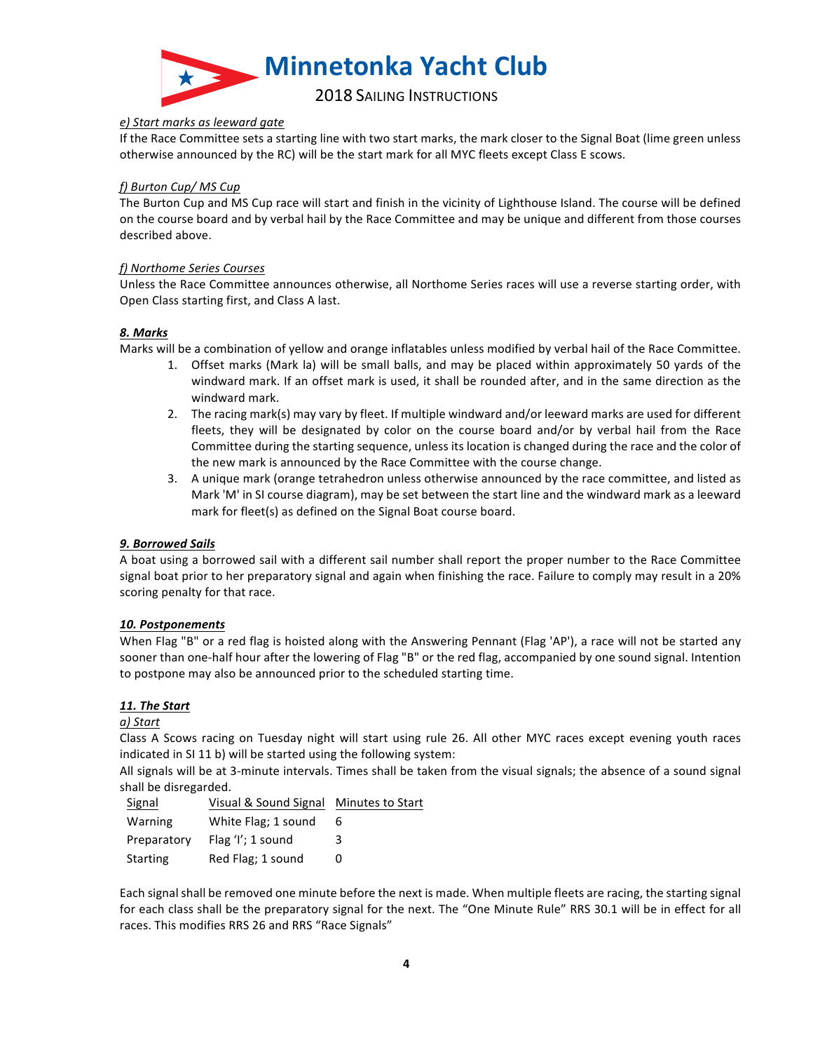*e) Start marks as leeward gate*

If the Race Committee sets a starting line with two start marks, the mark closer to the Signal Boat (lime green unless otherwise announced by the RC) will be the start mark for all MYC fleets except Class E scows.

*f) Burton Cup/ MS Cup*

The Burton Cup and MS Cup race will start and finish in the vicinity of Lighthouse Island. The course will be defined on the course board and by verbal hail by the Race Committee and may be unique and different from those courses described above.

*f) Northome Series Courses*

Unless the Race Committee announces otherwise, all Northome Series races will use a reverse starting order, with Open Class starting first, and Class A last.

## ***8. Marks***

Marks will be a combination of yellow and orange inflatables unless modified by verbal hail of the Race Committee.

1. Offset marks (Mark la) will be small balls, and may be placed within approximately 50 yards of the windward mark. If an offset mark is used, it shall be rounded after, and in the same direction as the windward mark.
2. The racing mark(s) may vary by fleet. If multiple windward and/or leeward marks are used for different fleets, they will be designated by color on the course board and/or by verbal hail from the Race Committee during the starting sequence, unless its location is changed during the race and the color of the new mark is announced by the Race Committee with the course change.
3. A unique mark (orange tetrahedron unless otherwise announced by the race committee, and listed as Mark 'M' in SI course diagram), may be set between the start line and the windward mark as a leeward mark for fleet(s) as defined on the Signal Boat course board.

## ***9. Borrowed Sails***

A boat using a borrowed sail with a different sail number shall report the proper number to the Race Committee signal boat prior to her preparatory signal and again when finishing the race. Failure to comply may result in a 20% scoring penalty for that race.

## ***10. Postponements***

When Flag "B" or a red flag is hoisted along with the Answering Pennant (Flag 'AP'), a race will not be started any sooner than one-half hour after the lowering of Flag "B" or the red flag, accompanied by one sound signal. Intention to postpone may also be announced prior to the scheduled starting time.

## ***11. The Start***

*a) Start*

Class A Scows racing on Tuesday night will start using rule 26. All other MYC races except evening youth races indicated in SI 11 b) will be started using the following system:

All signals will be at 3-minute intervals. Times shall be taken from the visual signals; the absence of a sound signal shall be disregarded.

| Signal | Visual & Sound Signal | Minutes to Start |
|---|---|---|
| Warning | White Flag; 1 sound | 6 |
| Preparatory | Flag 'I'; 1 sound | 3 |
| Starting | Red Flag; 1 sound | 0 |

Each signal shall be removed one minute before the next is made. When multiple fleets are racing, the starting signal for each class shall be the preparatory signal for the next. The "One Minute Rule" RRS 30.1 will be in effect for all races. This modifies RRS 26 and RRS "Race Signals"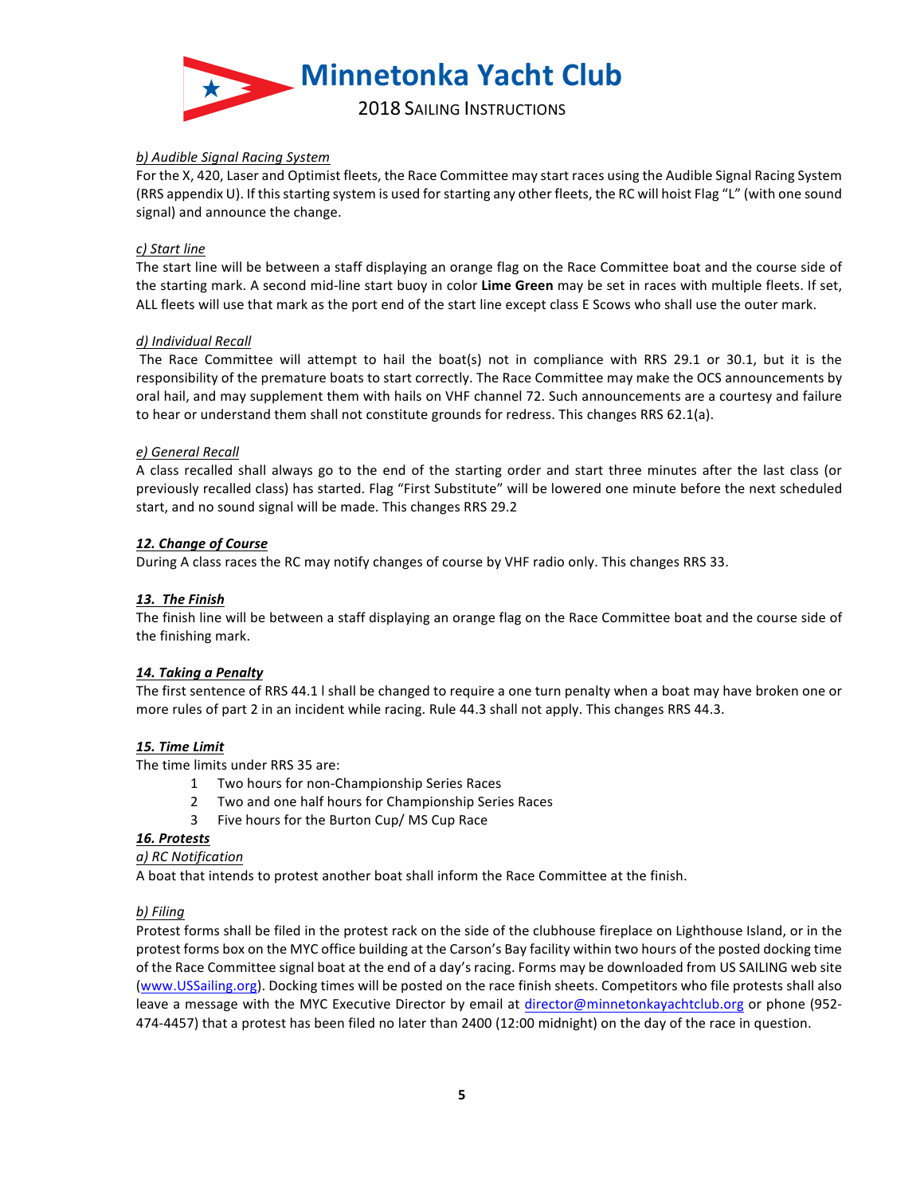*b) Audible Signal Racing System*

For the X, 420, Laser and Optimist fleets, the Race Committee may start races using the Audible Signal Racing System (RRS appendix U). If this starting system is used for starting any other fleets, the RC will hoist Flag "L" (with one sound signal) and announce the change.

*c) Start line*

The start line will be between a staff displaying an orange flag on the Race Committee boat and the course side of the starting mark. A second mid-line start buoy in color **Lime Green** may be set in races with multiple fleets. If set, ALL fleets will use that mark as the port end of the start line except class E Scows who shall use the outer mark.

*d) Individual Recall*

The Race Committee will attempt to hail the boat(s) not in compliance with RRS 29.1 or 30.1, but it is the responsibility of the premature boats to start correctly. The Race Committee may make the OCS announcements by oral hail, and may supplement them with hails on VHF channel 72. Such announcements are a courtesy and failure to hear or understand them shall not constitute grounds for redress. This changes RRS 62.1(a).

*e) General Recall*

A class recalled shall always go to the end of the starting order and start three minutes after the last class (or previously recalled class) has started. Flag "First Substitute" will be lowered one minute before the next scheduled start, and no sound signal will be made. This changes RRS 29.2

***12. Change of Course***

During A class races the RC may notify changes of course by VHF radio only. This changes RRS 33.

***13. The Finish***

The finish line will be between a staff displaying an orange flag on the Race Committee boat and the course side of the finishing mark.

***14. Taking a Penalty***

The first sentence of RRS 44.1 l shall be changed to require a one turn penalty when a boat may have broken one or more rules of part 2 in an incident while racing. Rule 44.3 shall not apply. This changes RRS 44.3.

***15. Time Limit***

The time limits under RRS 35 are:

1. Two hours for non-Championship Series Races
2. Two and one half hours for Championship Series Races
3. Five hours for the Burton Cup/ MS Cup Race

***16. Protests***

*a) RC Notification*

A boat that intends to protest another boat shall inform the Race Committee at the finish.

*b) Filing*

Protest forms shall be filed in the protest rack on the side of the clubhouse fireplace on Lighthouse Island, or in the protest forms box on the MYC office building at the Carson's Bay facility within two hours of the posted docking time of the Race Committee signal boat at the end of a day's racing. Forms may be downloaded from US SAILING web site (www.USSailing.org). Docking times will be posted on the race finish sheets. Competitors who file protests shall also leave a message with the MYC Executive Director by email at director@minnetonkayachtclub.org or phone (952-474-4457) that a protest has been filed no later than 2400 (12:00 midnight) on the day of the race in question.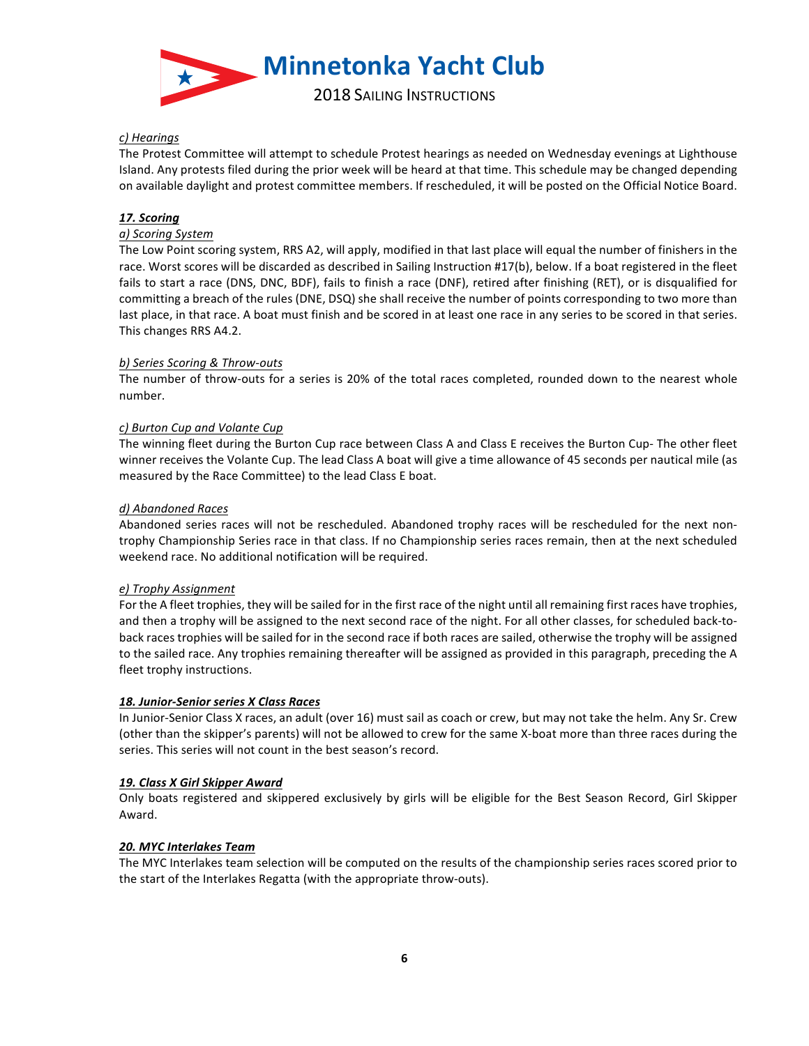*c) Hearings*

The Protest Committee will attempt to schedule Protest hearings as needed on Wednesday evenings at Lighthouse Island. Any protests filed during the prior week will be heard at that time. This schedule may be changed depending on available daylight and protest committee members. If rescheduled, it will be posted on the Official Notice Board.

## ***17. Scoring***

*a) Scoring System*

The Low Point scoring system, RRS A2, will apply, modified in that last place will equal the number of finishers in the race. Worst scores will be discarded as described in Sailing Instruction #17(b), below. If a boat registered in the fleet fails to start a race (DNS, DNC, BDF), fails to finish a race (DNF), retired after finishing (RET), or is disqualified for committing a breach of the rules (DNE, DSQ) she shall receive the number of points corresponding to two more than last place, in that race. A boat must finish and be scored in at least one race in any series to be scored in that series. This changes RRS A4.2.

*b) Series Scoring & Throw-outs*

The number of throw-outs for a series is 20% of the total races completed, rounded down to the nearest whole number.

*c) Burton Cup and Volante Cup*

The winning fleet during the Burton Cup race between Class A and Class E receives the Burton Cup- The other fleet winner receives the Volante Cup. The lead Class A boat will give a time allowance of 45 seconds per nautical mile (as measured by the Race Committee) to the lead Class E boat.

*d) Abandoned Races*

Abandoned series races will not be rescheduled. Abandoned trophy races will be rescheduled for the next non-trophy Championship Series race in that class. If no Championship series races remain, then at the next scheduled weekend race. No additional notification will be required.

*e) Trophy Assignment*

For the A fleet trophies, they will be sailed for in the first race of the night until all remaining first races have trophies, and then a trophy will be assigned to the next second race of the night. For all other classes, for scheduled back-to-back races trophies will be sailed for in the second race if both races are sailed, otherwise the trophy will be assigned to the sailed race. Any trophies remaining thereafter will be assigned as provided in this paragraph, preceding the A fleet trophy instructions.

## ***18. Junior-Senior series X Class Races***

In Junior-Senior Class X races, an adult (over 16) must sail as coach or crew, but may not take the helm. Any Sr. Crew (other than the skipper's parents) will not be allowed to crew for the same X-boat more than three races during the series. This series will not count in the best season's record.

## ***19. Class X Girl Skipper Award***

Only boats registered and skippered exclusively by girls will be eligible for the Best Season Record, Girl Skipper Award.

## ***20. MYC Interlakes Team***

The MYC Interlakes team selection will be computed on the results of the championship series races scored prior to the start of the Interlakes Regatta (with the appropriate throw-outs).